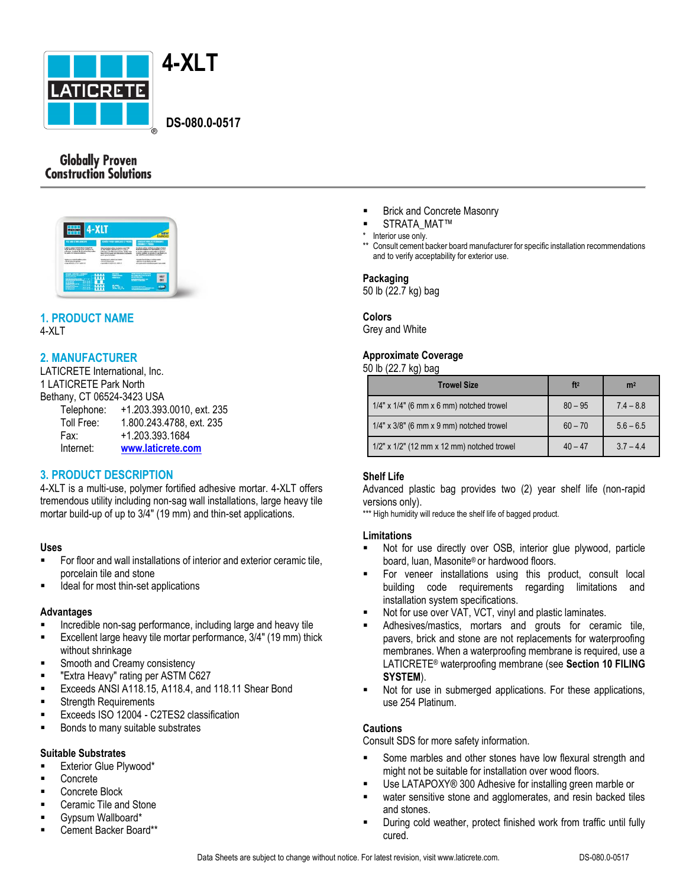# 4-XLT

**DS-080.0-0517**

Globally Proven Construction Solutions

## 1. PRODUCT NAME

4-XLT

## 2. MANUFACTURER

LATICRETE International, Inc.
1 LATICRETE Park North
Bethany, CT 06524-3423 USA

Telephone: +1.203.393.0010, ext. 235
Toll Free: 1.800.243.4788, ext. 235
Fax: +1.203.393.1684
Internet: www.laticrete.com

## 3. PRODUCT DESCRIPTION

4-XLT is a multi-use, polymer fortified adhesive mortar. 4-XLT offers tremendous utility including non-sag wall installations, large heavy tile mortar build-up of up to 3/4" (19 mm) and thin-set applications.

### Uses

- For floor and wall installations of interior and exterior ceramic tile, porcelain tile and stone
- Ideal for most thin-set applications

### Advantages

- Incredible non-sag performance, including large and heavy tile
- Excellent large heavy tile mortar performance, 3/4" (19 mm) thick without shrinkage
- Smooth and Creamy consistency
- "Extra Heavy" rating per ASTM C627
- Exceeds ANSI A118.15, A118.4, and 118.11 Shear Bond
- Strength Requirements
- Exceeds ISO 12004 - C2TES2 classification
- Bonds to many suitable substrates

### Suitable Substrates

- Exterior Glue Plywood*
- Concrete
- Concrete Block
- Ceramic Tile and Stone
- Gypsum Wallboard*
- Cement Backer Board**
- Brick and Concrete Masonry
- STRATA_MAT™

\* Interior use only.
\*\* Consult cement backer board manufacturer for specific installation recommendations and to verify acceptability for exterior use.

### Packaging

50 lb (22.7 kg) bag

### Colors

Grey and White

### Approximate Coverage

50 lb (22.7 kg) bag

| Trowel Size | ft² | m² |
|---|---|---|
| 1/4" x 1/4" (6 mm x 6 mm) notched trowel | 80 – 95 | 7.4 – 8.8 |
| 1/4" x 3/8" (6 mm x 9 mm) notched trowel | 60 – 70 | 5.6 – 6.5 |
| 1/2" x 1/2" (12 mm x 12 mm) notched trowel | 40 – 47 | 3.7 – 4.4 |

### Shelf Life

Advanced plastic bag provides two (2) year shelf life (non-rapid versions only).

\*\*\* High humidity will reduce the shelf life of bagged product.

### Limitations

- Not for use directly over OSB, interior glue plywood, particle board, luan, Masonite® or hardwood floors.
- For veneer installations using this product, consult local building code requirements regarding limitations and installation system specifications.
- Not for use over VAT, VCT, vinyl and plastic laminates.
- Adhesives/mastics, mortars and grouts for ceramic tile, pavers, brick and stone are not replacements for waterproofing membranes. When a waterproofing membrane is required, use a LATICRETE® waterproofing membrane (see **Section 10 FILING SYSTEM**).
- Not for use in submerged applications. For these applications, use 254 Platinum.

### Cautions

Consult SDS for more safety information.

- Some marbles and other stones have low flexural strength and might not be suitable for installation over wood floors.
- Use LATAPOXY® 300 Adhesive for installing green marble or
- water sensitive stone and agglomerates, and resin backed tiles and stones.
- During cold weather, protect finished work from traffic until fully cured.

Data Sheets are subject to change without notice. For latest revision, visit www.laticrete.com.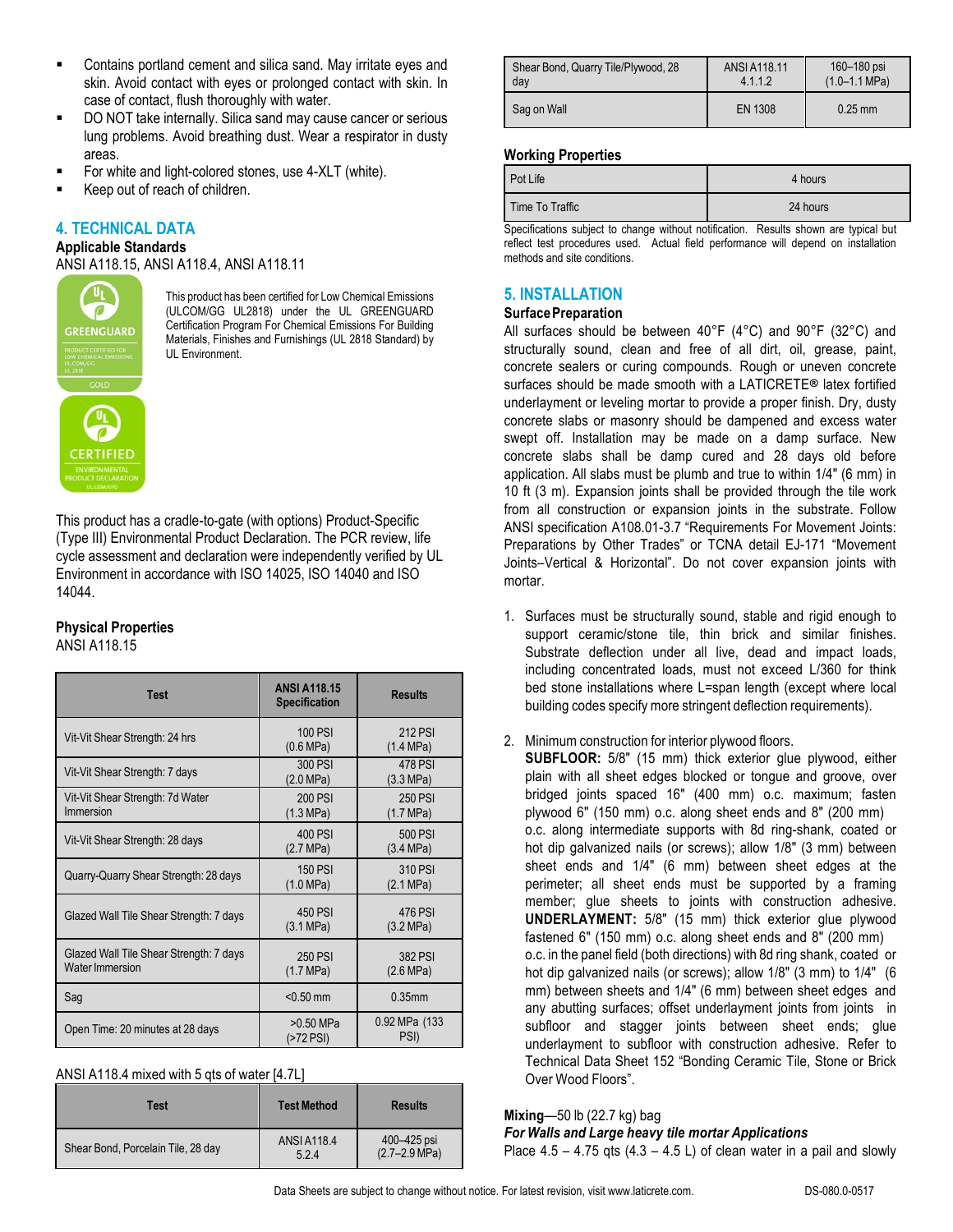- Contains portland cement and silica sand. May irritate eyes and skin. Avoid contact with eyes or prolonged contact with skin. In case of contact, flush thoroughly with water.
- DO NOT take internally. Silica sand may cause cancer or serious lung problems. Avoid breathing dust. Wear a respirator in dusty areas.
- For white and light-colored stones, use 4-XLT (white).
- Keep out of reach of children.

## 4. TECHNICAL DATA

**Applicable Standards**

ANSI A118.15, ANSI A118.4, ANSI A118.11

This product has been certified for Low Chemical Emissions (ULCOM/GG UL2818) under the UL GREENGUARD Certification Program For Chemical Emissions For Building Materials, Finishes and Furnishings (UL 2818 Standard) by UL Environment.

This product has a cradle-to-gate (with options) Product-Specific (Type III) Environmental Product Declaration. The PCR review, life cycle assessment and declaration were independently verified by UL Environment in accordance with ISO 14025, ISO 14040 and ISO 14044.

**Physical Properties**

ANSI A118.15

| Test | ANSI A118.15 Specification | Results |
|---|---|---|
| Vit-Vit Shear Strength: 24 hrs | 100 PSI (0.6 MPa) | 212 PSI (1.4 MPa) |
| Vit-Vit Shear Strength: 7 days | 300 PSI (2.0 MPa) | 478 PSI (3.3 MPa) |
| Vit-Vit Shear Strength: 7d Water Immersion | 200 PSI (1.3 MPa) | 250 PSI (1.7 MPa) |
| Vit-Vit Shear Strength: 28 days | 400 PSI (2.7 MPa) | 500 PSI (3.4 MPa) |
| Quarry-Quarry Shear Strength: 28 days | 150 PSI (1.0 MPa) | 310 PSI (2.1 MPa) |
| Glazed Wall Tile Shear Strength: 7 days | 450 PSI (3.1 MPa) | 476 PSI (3.2 MPa) |
| Glazed Wall Tile Shear Strength: 7 days Water Immersion | 250 PSI (1.7 MPa) | 382 PSI (2.6 MPa) |
| Sag | <0.50 mm | 0.35mm |
| Open Time: 20 minutes at 28 days | >0.50 MPa (>72 PSI) | 0.92 MPa (133 PSI) |

ANSI A118.4 mixed with 5 qts of water [4.7L]

| Test | Test Method | Results |
|---|---|---|
| Shear Bond, Porcelain Tile, 28 day | ANSI A118.4 5.2.4 | 400–425 psi (2.7–2.9 MPa) |
| Shear Bond, Quarry Tile/Plywood, 28 day | ANSI A118.11 4.1.1.2 | 160–180 psi (1.0–1.1 MPa) |
| Sag on Wall | EN 1308 | 0.25 mm |

**Working Properties**

| Pot Life | 4 hours |
|---|---|
| Time To Traffic | 24 hours |

Specifications subject to change without notification. Results shown are typical but reflect test procedures used. Actual field performance will depend on installation methods and site conditions.

## 5. INSTALLATION

**Surface Preparation**

All surfaces should be between 40°F (4°C) and 90°F (32°C) and structurally sound, clean and free of all dirt, oil, grease, paint, concrete sealers or curing compounds. Rough or uneven concrete surfaces should be made smooth with a LATICRETE® latex fortified underlayment or leveling mortar to provide a proper finish. Dry, dusty concrete slabs or masonry should be dampened and excess water swept off. Installation may be made on a damp surface. New concrete slabs shall be damp cured and 28 days old before application. All slabs must be plumb and true to within 1/4" (6 mm) in 10 ft (3 m). Expansion joints shall be provided through the tile work from all construction or expansion joints in the substrate. Follow ANSI specification A108.01-3.7 "Requirements For Movement Joints: Preparations by Other Trades" or TCNA detail EJ-171 "Movement Joints–Vertical & Horizontal". Do not cover expansion joints with mortar.

1. Surfaces must be structurally sound, stable and rigid enough to support ceramic/stone tile, thin brick and similar finishes. Substrate deflection under all live, dead and impact loads, including concentrated loads, must not exceed L/360 for think bed stone installations where L=span length (except where local building codes specify more stringent deflection requirements).

2. Minimum construction for interior plywood floors.
   **SUBFLOOR:** 5/8" (15 mm) thick exterior glue plywood, either plain with all sheet edges blocked or tongue and groove, over bridged joints spaced 16" (400 mm) o.c. maximum; fasten plywood 6" (150 mm) o.c. along sheet ends and 8" (200 mm) o.c. along intermediate supports with 8d ring-shank, coated or hot dip galvanized nails (or screws); allow 1/8" (3 mm) between sheet ends and 1/4" (6 mm) between sheet edges at the perimeter; all sheet ends must be supported by a framing member; glue sheets to joints with construction adhesive. **UNDERLAYMENT:** 5/8" (15 mm) thick exterior glue plywood fastened 6" (150 mm) o.c. along sheet ends and 8" (200 mm) o.c. in the panel field (both directions) with 8d ring shank, coated or hot dip galvanized nails (or screws); allow 1/8" (3 mm) to 1/4" (6 mm) between sheets and 1/4" (6 mm) between sheet edges and any abutting surfaces; offset underlayment joints from joints in subfloor and stagger joints between sheet ends; glue underlayment to subfloor with construction adhesive. Refer to Technical Data Sheet 152 "Bonding Ceramic Tile, Stone or Brick Over Wood Floors".

**Mixing**—50 lb (22.7 kg) bag

***For Walls and Large heavy tile mortar Applications***

Place 4.5 – 4.75 qts (4.3 – 4.5 L) of clean water in a pail and slowly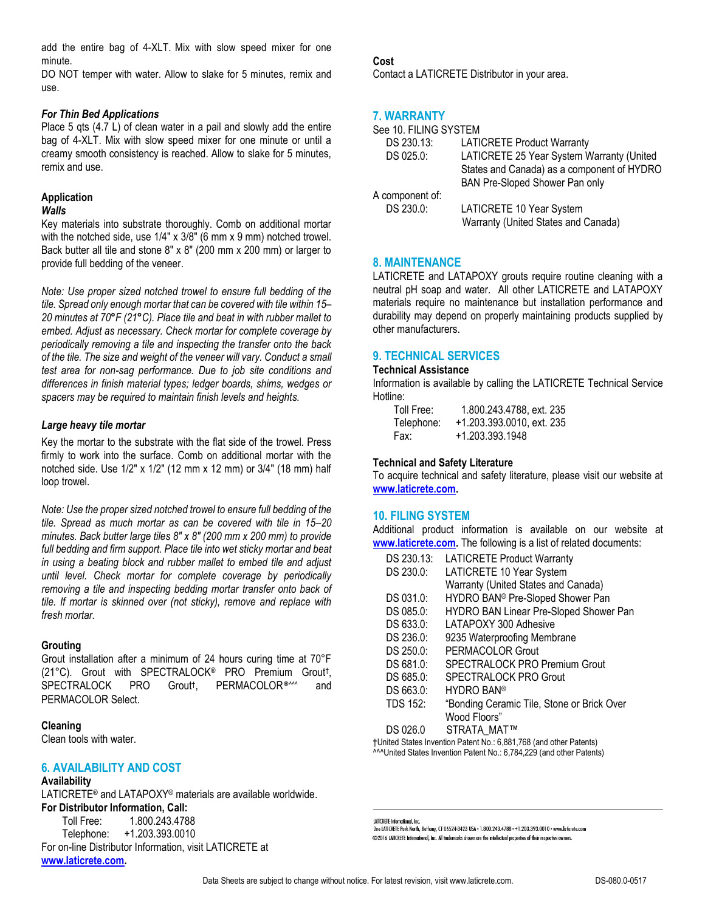add the entire bag of 4-XLT. Mix with slow speed mixer for one minute.

DO NOT temper with water. Allow to slake for 5 minutes, remix and use.

***For Thin Bed Applications***

Place 5 qts (4.7 L) of clean water in a pail and slowly add the entire bag of 4-XLT. Mix with slow speed mixer for one minute or until a creamy smooth consistency is reached. Allow to slake for 5 minutes, remix and use.

**Application**

***Walls***

Key materials into substrate thoroughly. Comb on additional mortar with the notched side, use 1/4" x 3/8" (6 mm x 9 mm) notched trowel. Back butter all tile and stone 8" x 8" (200 mm x 200 mm) or larger to provide full bedding of the veneer.

*Note: Use proper sized notched trowel to ensure full bedding of the tile. Spread only enough mortar that can be covered with tile within 15–20 minutes at 70°F (21°C). Place tile and beat in with rubber mallet to embed. Adjust as necessary. Check mortar for complete coverage by periodically removing a tile and inspecting the transfer onto the back of the tile. The size and weight of the veneer will vary. Conduct a small test area for non-sag performance. Due to job site conditions and differences in finish material types; ledger boards, shims, wedges or spacers may be required to maintain finish levels and heights.*

***Large heavy tile mortar***

Key the mortar to the substrate with the flat side of the trowel. Press firmly to work into the surface. Comb on additional mortar with the notched side. Use 1/2" x 1/2" (12 mm x 12 mm) or 3/4" (18 mm) half loop trowel.

*Note: Use the proper sized notched trowel to ensure full bedding of the tile. Spread as much mortar as can be covered with tile in 15–20 minutes. Back butter large tiles 8" x 8" (200 mm x 200 mm) to provide full bedding and firm support. Place tile into wet sticky mortar and beat in using a beating block and rubber mallet to embed tile and adjust until level. Check mortar for complete coverage by periodically removing a tile and inspecting bedding mortar transfer onto back of tile. If mortar is skinned over (not sticky), remove and replace with fresh mortar.*

**Grouting**

Grout installation after a minimum of 24 hours curing time at 70°F (21°C). Grout with SPECTRALOCK® PRO Premium Grout†, SPECTRALOCK PRO Grout†, PERMACOLOR®^^^ and PERMACOLOR Select.

**Cleaning**

Clean tools with water.

## 6. AVAILABILITY AND COST

**Availability**

LATICRETE® and LATAPOXY® materials are available worldwide.

**For Distributor Information, Call:**

Toll Free: 1.800.243.4788
Telephone: +1.203.393.0010

For on-line Distributor Information, visit LATICRETE at **www.laticrete.com.**

**Cost**

Contact a LATICRETE Distributor in your area.

## 7. WARRANTY

See 10. FILING SYSTEM

DS 230.13: LATICRETE Product Warranty
DS 025.0: LATICRETE 25 Year System Warranty (United States and Canada) as a component of HYDRO BAN Pre-Sloped Shower Pan only

A component of:

DS 230.0: LATICRETE 10 Year System Warranty (United States and Canada)

## 8. MAINTENANCE

LATICRETE and LATAPOXY grouts require routine cleaning with a neutral pH soap and water. All other LATICRETE and LATAPOXY materials require no maintenance but installation performance and durability may depend on properly maintaining products supplied by other manufacturers.

## 9. TECHNICAL SERVICES

**Technical Assistance**

Information is available by calling the LATICRETE Technical Service Hotline:

Toll Free: 1.800.243.4788, ext. 235
Telephone: +1.203.393.0010, ext. 235
Fax: +1.203.393.1948

**Technical and Safety Literature**

To acquire technical and safety literature, please visit our website at **www.laticrete.com.**

## 10. FILING SYSTEM

Additional product information is available on our website at **www.laticrete.com.** The following is a list of related documents:

DS 230.13: LATICRETE Product Warranty
DS 230.0: LATICRETE 10 Year System Warranty (United States and Canada)
DS 031.0: HYDRO BAN® Pre-Sloped Shower Pan
DS 085.0: HYDRO BAN Linear Pre-Sloped Shower Pan
DS 633.0: LATAPOXY 300 Adhesive
DS 236.0: 9235 Waterproofing Membrane
DS 250.0: PERMACOLOR Grout
DS 681.0: SPECTRALOCK PRO Premium Grout
DS 685.0: SPECTRALOCK PRO Grout
DS 663.0: HYDRO BAN®
TDS 152: "Bonding Ceramic Tile, Stone or Brick Over Wood Floors"
DS 026.0 STRATA_MAT™

†United States Invention Patent No.: 6,881,768 (and other Patents)
^^^United States Invention Patent No.: 6,784,229 (and other Patents)

LATICRETE International, Inc.
One LATICRETE Park North, Bethany, CT 06524-3423 USA • 1.800.243.4788 • +1.203.393.0010 • www.laticrete.com
©2016 LATICRETE International, Inc. All trademarks shown are the intellectual properties of their respective owners.

Data Sheets are subject to change without notice. For latest revision, visit www.laticrete.com.

DS-080.0-0517